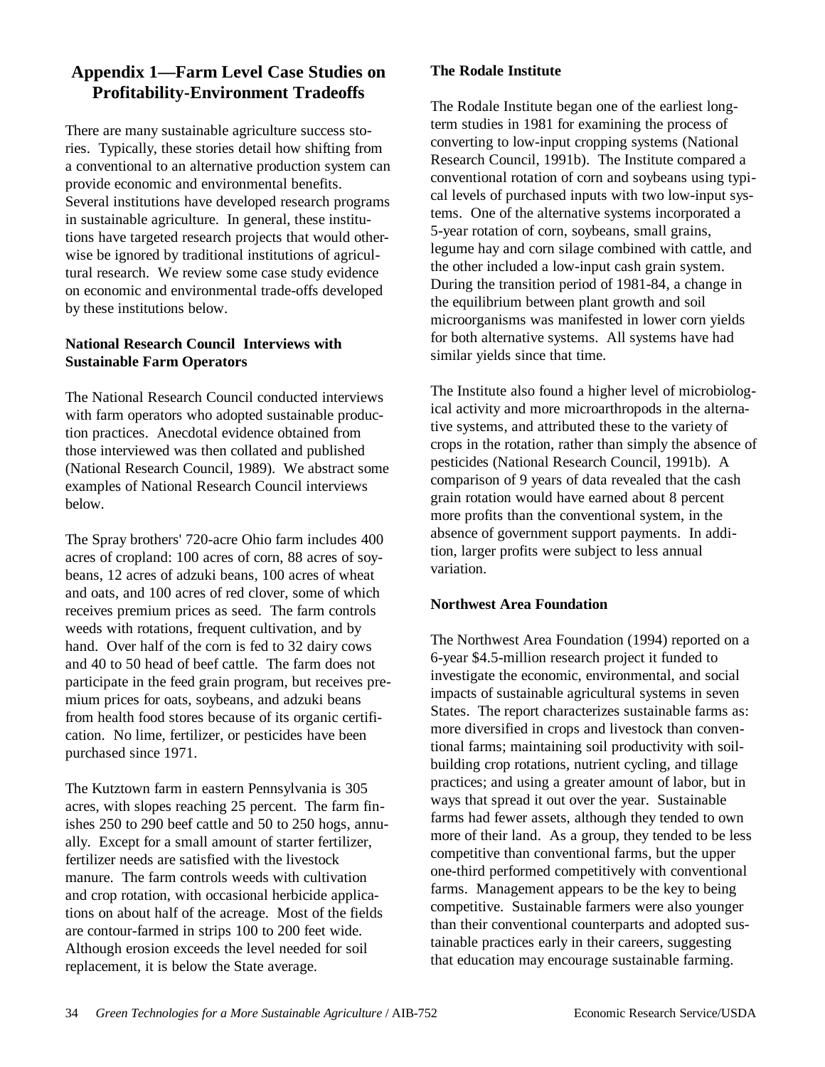# Appendix 1—Farm Level Case Studies on Profitability-Environment Tradeoffs

There are many sustainable agriculture success stories. Typically, these stories detail how shifting from a conventional to an alternative production system can provide economic and environmental benefits. Several institutions have developed research programs in sustainable agriculture. In general, these institutions have targeted research projects that would otherwise be ignored by traditional institutions of agricultural research. We review some case study evidence on economic and environmental trade-offs developed by these institutions below.

### National Research Council Interviews with Sustainable Farm Operators

The National Research Council conducted interviews with farm operators who adopted sustainable production practices. Anecdotal evidence obtained from those interviewed was then collated and published (National Research Council, 1989). We abstract some examples of National Research Council interviews below.

The Spray brothers' 720-acre Ohio farm includes 400 acres of cropland: 100 acres of corn, 88 acres of soybeans, 12 acres of adzuki beans, 100 acres of wheat and oats, and 100 acres of red clover, some of which receives premium prices as seed. The farm controls weeds with rotations, frequent cultivation, and by hand. Over half of the corn is fed to 32 dairy cows and 40 to 50 head of beef cattle. The farm does not participate in the feed grain program, but receives premium prices for oats, soybeans, and adzuki beans from health food stores because of its organic certification. No lime, fertilizer, or pesticides have been purchased since 1971.

The Kutztown farm in eastern Pennsylvania is 305 acres, with slopes reaching 25 percent. The farm finishes 250 to 290 beef cattle and 50 to 250 hogs, annually. Except for a small amount of starter fertilizer, fertilizer needs are satisfied with the livestock manure. The farm controls weeds with cultivation and crop rotation, with occasional herbicide applications on about half of the acreage. Most of the fields are contour-farmed in strips 100 to 200 feet wide. Although erosion exceeds the level needed for soil replacement, it is below the State average.

### The Rodale Institute

The Rodale Institute began one of the earliest long-term studies in 1981 for examining the process of converting to low-input cropping systems (National Research Council, 1991b). The Institute compared a conventional rotation of corn and soybeans using typical levels of purchased inputs with two low-input systems. One of the alternative systems incorporated a 5-year rotation of corn, soybeans, small grains, legume hay and corn silage combined with cattle, and the other included a low-input cash grain system. During the transition period of 1981-84, a change in the equilibrium between plant growth and soil microorganisms was manifested in lower corn yields for both alternative systems. All systems have had similar yields since that time.

The Institute also found a higher level of microbiological activity and more microarthropods in the alternative systems, and attributed these to the variety of crops in the rotation, rather than simply the absence of pesticides (National Research Council, 1991b). A comparison of 9 years of data revealed that the cash grain rotation would have earned about 8 percent more profits than the conventional system, in the absence of government support payments. In addition, larger profits were subject to less annual variation.

### Northwest Area Foundation

The Northwest Area Foundation (1994) reported on a 6-year $4.5-million research project it funded to investigate the economic, environmental, and social impacts of sustainable agricultural systems in seven States. The report characterizes sustainable farms as: more diversified in crops and livestock than conventional farms; maintaining soil productivity with soil-building crop rotations, nutrient cycling, and tillage practices; and using a greater amount of labor, but in ways that spread it out over the year. Sustainable farms had fewer assets, although they tended to own more of their land. As a group, they tended to be less competitive than conventional farms, but the upper one-third performed competitively with conventional farms. Management appears to be the key to being competitive. Sustainable farmers were also younger than their conventional counterparts and adopted sustainable practices early in their careers, suggesting that education may encourage sustainable farming.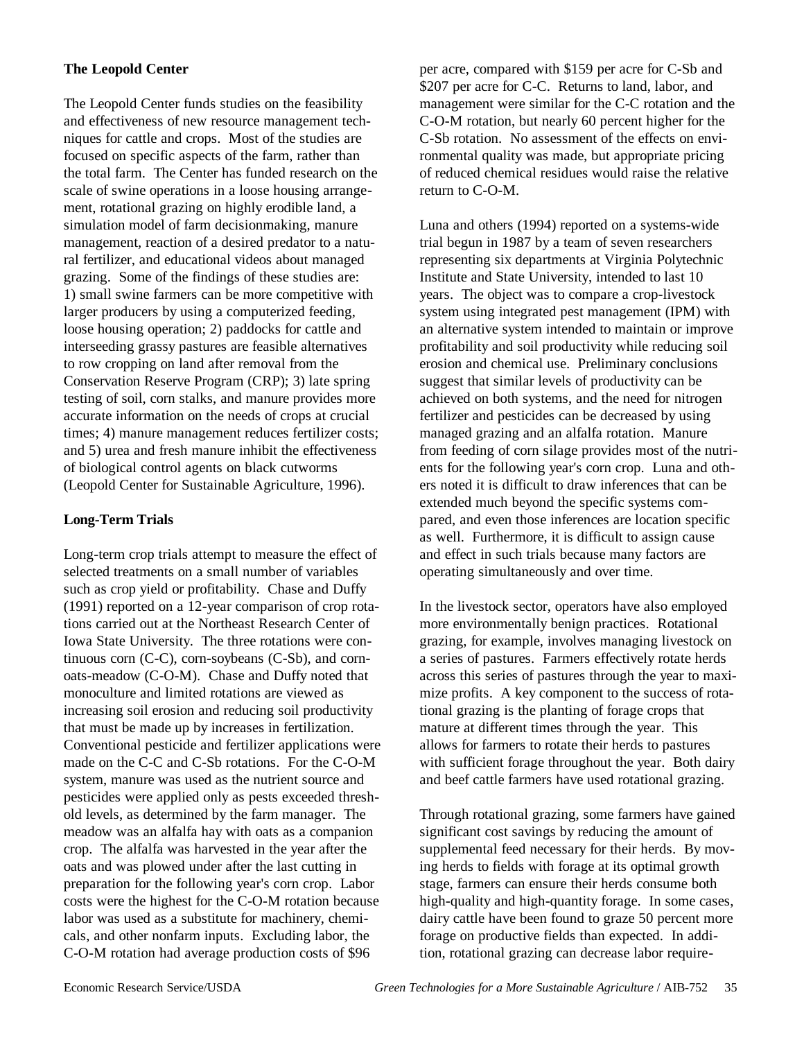**The Leopold Center**

The Leopold Center funds studies on the feasibility and effectiveness of new resource management techniques for cattle and crops. Most of the studies are focused on specific aspects of the farm, rather than the total farm. The Center has funded research on the scale of swine operations in a loose housing arrangement, rotational grazing on highly erodible land, a simulation model of farm decisionmaking, manure management, reaction of a desired predator to a natural fertilizer, and educational videos about managed grazing. Some of the findings of these studies are: 1) small swine farmers can be more competitive with larger producers by using a computerized feeding, loose housing operation; 2) paddocks for cattle and interseeding grassy pastures are feasible alternatives to row cropping on land after removal from the Conservation Reserve Program (CRP); 3) late spring testing of soil, corn stalks, and manure provides more accurate information on the needs of crops at crucial times; 4) manure management reduces fertilizer costs; and 5) urea and fresh manure inhibit the effectiveness of biological control agents on black cutworms (Leopold Center for Sustainable Agriculture, 1996).

**Long-Term Trials**

Long-term crop trials attempt to measure the effect of selected treatments on a small number of variables such as crop yield or profitability. Chase and Duffy (1991) reported on a 12-year comparison of crop rotations carried out at the Northeast Research Center of Iowa State University. The three rotations were continuous corn (C-C), corn-soybeans (C-Sb), and corn-oats-meadow (C-O-M). Chase and Duffy noted that monoculture and limited rotations are viewed as increasing soil erosion and reducing soil productivity that must be made up by increases in fertilization. Conventional pesticide and fertilizer applications were made on the C-C and C-Sb rotations. For the C-O-M system, manure was used as the nutrient source and pesticides were applied only as pests exceeded threshold levels, as determined by the farm manager. The meadow was an alfalfa hay with oats as a companion crop. The alfalfa was harvested in the year after the oats and was plowed under after the last cutting in preparation for the following year's corn crop. Labor costs were the highest for the C-O-M rotation because labor was used as a substitute for machinery, chemicals, and other nonfarm inputs. Excluding labor, the C-O-M rotation had average production costs of $96 per acre, compared with $159 per acre for C-Sb and $207 per acre for C-C. Returns to land, labor, and management were similar for the C-C rotation and the C-O-M rotation, but nearly 60 percent higher for the C-Sb rotation. No assessment of the effects on environmental quality was made, but appropriate pricing of reduced chemical residues would raise the relative return to C-O-M.

Luna and others (1994) reported on a systems-wide trial begun in 1987 by a team of seven researchers representing six departments at Virginia Polytechnic Institute and State University, intended to last 10 years. The object was to compare a crop-livestock system using integrated pest management (IPM) with an alternative system intended to maintain or improve profitability and soil productivity while reducing soil erosion and chemical use. Preliminary conclusions suggest that similar levels of productivity can be achieved on both systems, and the need for nitrogen fertilizer and pesticides can be decreased by using managed grazing and an alfalfa rotation. Manure from feeding of corn silage provides most of the nutrients for the following year's corn crop. Luna and others noted it is difficult to draw inferences that can be extended much beyond the specific systems compared, and even those inferences are location specific as well. Furthermore, it is difficult to assign cause and effect in such trials because many factors are operating simultaneously and over time.

In the livestock sector, operators have also employed more environmentally benign practices. Rotational grazing, for example, involves managing livestock on a series of pastures. Farmers effectively rotate herds across this series of pastures through the year to maximize profits. A key component to the success of rotational grazing is the planting of forage crops that mature at different times through the year. This allows for farmers to rotate their herds to pastures with sufficient forage throughout the year. Both dairy and beef cattle farmers have used rotational grazing.

Through rotational grazing, some farmers have gained significant cost savings by reducing the amount of supplemental feed necessary for their herds. By moving herds to fields with forage at its optimal growth stage, farmers can ensure their herds consume both high-quality and high-quantity forage. In some cases, dairy cattle have been found to graze 50 percent more forage on productive fields than expected. In addition, rotational grazing can decrease labor require-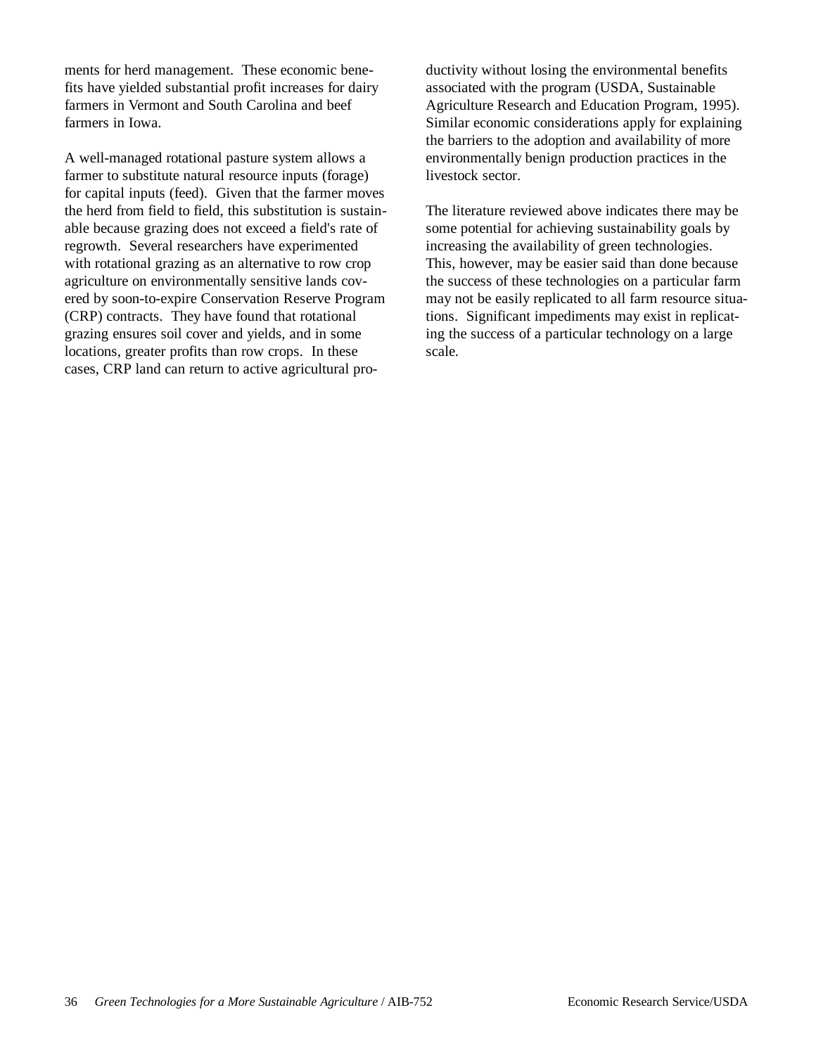ments for herd management. These economic benefits have yielded substantial profit increases for dairy farmers in Vermont and South Carolina and beef farmers in Iowa.

A well-managed rotational pasture system allows a farmer to substitute natural resource inputs (forage) for capital inputs (feed). Given that the farmer moves the herd from field to field, this substitution is sustainable because grazing does not exceed a field's rate of regrowth. Several researchers have experimented with rotational grazing as an alternative to row crop agriculture on environmentally sensitive lands covered by soon-to-expire Conservation Reserve Program (CRP) contracts. They have found that rotational grazing ensures soil cover and yields, and in some locations, greater profits than row crops. In these cases, CRP land can return to active agricultural productivity without losing the environmental benefits associated with the program (USDA, Sustainable Agriculture Research and Education Program, 1995). Similar economic considerations apply for explaining the barriers to the adoption and availability of more environmentally benign production practices in the livestock sector.

The literature reviewed above indicates there may be some potential for achieving sustainability goals by increasing the availability of green technologies. This, however, may be easier said than done because the success of these technologies on a particular farm may not be easily replicated to all farm resource situations. Significant impediments may exist in replicating the success of a particular technology on a large scale.